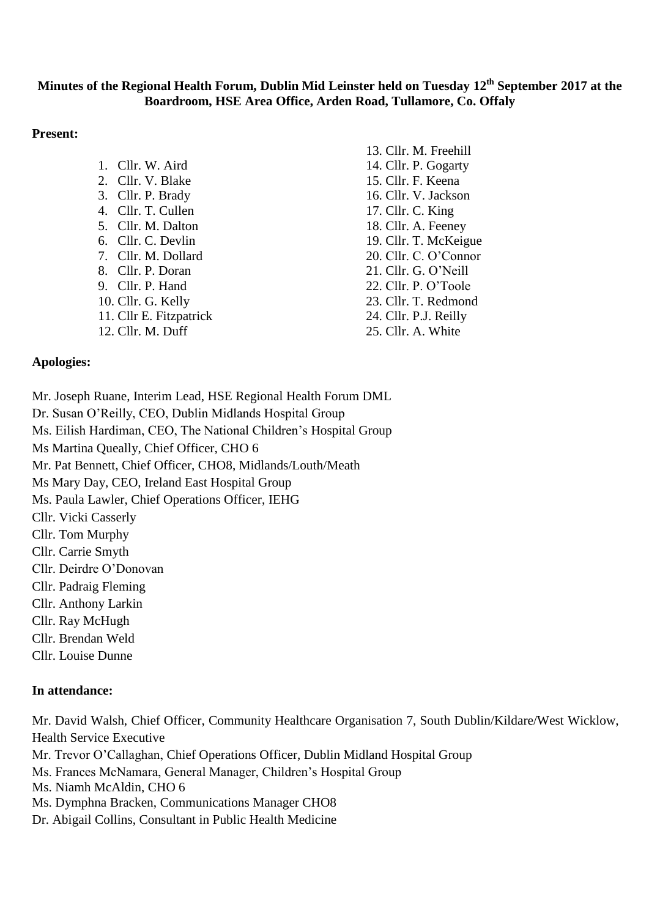**Minutes of the Regional Health Forum, Dublin Mid Leinster held on Tuesday 12th September 2017 at the Boardroom, HSE Area Office, Arden Road, Tullamore, Co. Offaly**

**Present:**

1. Cllr. W. Aird
2. Cllr. V. Blake
3. Cllr. P. Brady
4. Cllr. T. Cullen
5. Cllr. M. Dalton
6. Cllr. C. Devlin
7. Cllr. M. Dollard
8. Cllr. P. Doran
9. Cllr. P. Hand
10. Cllr. G. Kelly
11. Cllr E. Fitzpatrick
12. Cllr. M. Duff
13. Cllr. M. Freehill
14. Cllr. P. Gogarty
15. Cllr. F. Keena
16. Cllr. V. Jackson
17. Cllr. C. King
18. Cllr. A. Feeney
19. Cllr. T. McKeigue
20. Cllr. C. O'Connor
21. Cllr. G. O'Neill
22. Cllr. P. O'Toole
23. Cllr. T. Redmond
24. Cllr. P.J. Reilly
25. Cllr. A. White

**Apologies:**

Mr. Joseph Ruane, Interim Lead, HSE Regional Health Forum DML
Dr. Susan O'Reilly, CEO, Dublin Midlands Hospital Group
Ms. Eilish Hardiman, CEO, The National Children's Hospital Group
Ms Martina Queally, Chief Officer, CHO 6
Mr. Pat Bennett, Chief Officer, CHO8, Midlands/Louth/Meath
Ms Mary Day, CEO, Ireland East Hospital Group
Ms. Paula Lawler, Chief Operations Officer, IEHG
Cllr. Vicki Casserly
Cllr. Tom Murphy
Cllr. Carrie Smyth
Cllr. Deirdre O'Donovan
Cllr. Padraig Fleming
Cllr. Anthony Larkin
Cllr. Ray McHugh
Cllr. Brendan Weld
Cllr. Louise Dunne

**In attendance:**

Mr. David Walsh, Chief Officer, Community Healthcare Organisation 7, South Dublin/Kildare/West Wicklow, Health Service Executive
Mr. Trevor O'Callaghan, Chief Operations Officer, Dublin Midland Hospital Group
Ms. Frances McNamara, General Manager, Children's Hospital Group
Ms. Niamh McAldin, CHO 6
Ms. Dymphna Bracken, Communications Manager CHO8
Dr. Abigail Collins, Consultant in Public Health Medicine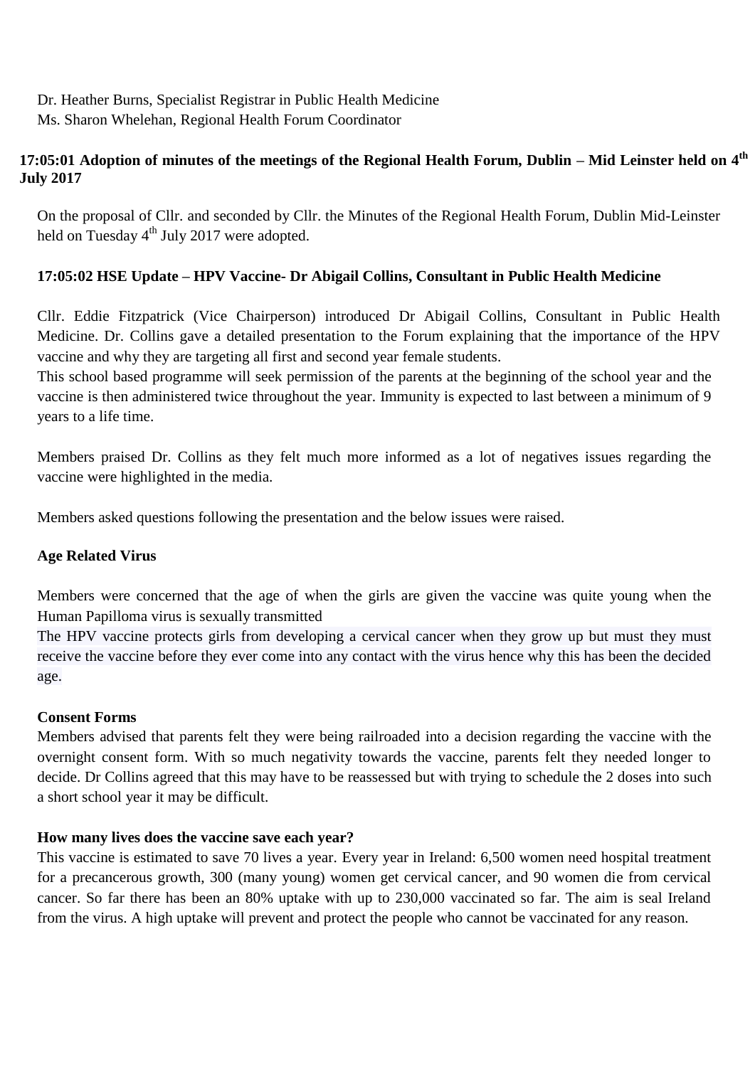Dr. Heather Burns, Specialist Registrar in Public Health Medicine
Ms. Sharon Whelehan, Regional Health Forum Coordinator

**17:05:01 Adoption of minutes of the meetings of the Regional Health Forum, Dublin – Mid Leinster held on 4th July 2017**

On the proposal of Cllr. and seconded by Cllr. the Minutes of the Regional Health Forum, Dublin Mid-Leinster held on Tuesday 4th July 2017 were adopted.

**17:05:02 HSE Update – HPV Vaccine- Dr Abigail Collins, Consultant in Public Health Medicine**

Cllr. Eddie Fitzpatrick (Vice Chairperson) introduced Dr Abigail Collins, Consultant in Public Health Medicine. Dr. Collins gave a detailed presentation to the Forum explaining that the importance of the HPV vaccine and why they are targeting all first and second year female students.
This school based programme will seek permission of the parents at the beginning of the school year and the vaccine is then administered twice throughout the year. Immunity is expected to last between a minimum of 9 years to a life time.

Members praised Dr. Collins as they felt much more informed as a lot of negatives issues regarding the vaccine were highlighted in the media.

Members asked questions following the presentation and the below issues were raised.

**Age Related Virus**

Members were concerned that the age of when the girls are given the vaccine was quite young when the Human Papilloma virus is sexually transmitted
The HPV vaccine protects girls from developing a cervical cancer when they grow up but must they must receive the vaccine before they ever come into any contact with the virus hence why this has been the decided age.

**Consent Forms**
Members advised that parents felt they were being railroaded into a decision regarding the vaccine with the overnight consent form. With so much negativity towards the vaccine, parents felt they needed longer to decide. Dr Collins agreed that this may have to be reassessed but with trying to schedule the 2 doses into such a short school year it may be difficult.

**How many lives does the vaccine save each year?**
This vaccine is estimated to save 70 lives a year. Every year in Ireland: 6,500 women need hospital treatment for a precancerous growth, 300 (many young) women get cervical cancer, and 90 women die from cervical cancer. So far there has been an 80% uptake with up to 230,000 vaccinated so far. The aim is seal Ireland from the virus. A high uptake will prevent and protect the people who cannot be vaccinated for any reason.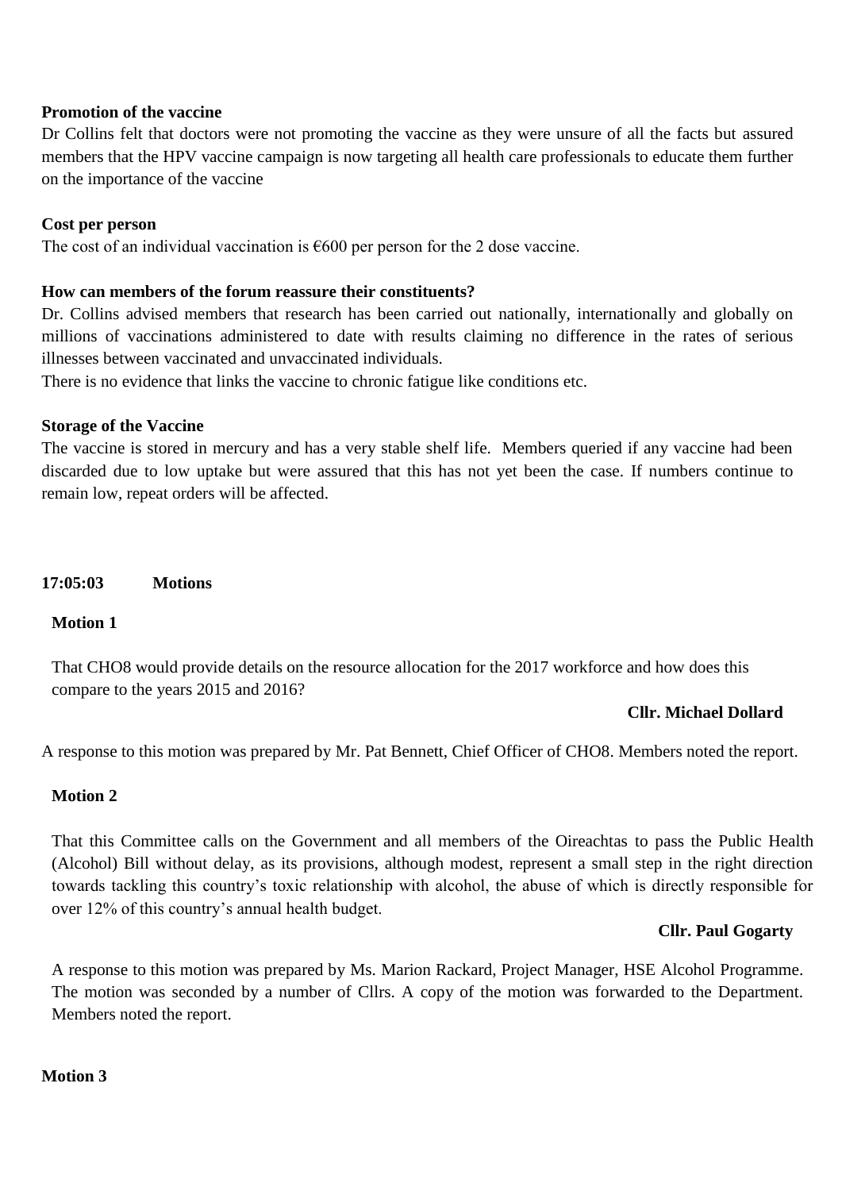**Promotion of the vaccine**

Dr Collins felt that doctors were not promoting the vaccine as they were unsure of all the facts but assured members that the HPV vaccine campaign is now targeting all health care professionals to educate them further on the importance of the vaccine

**Cost per person**

The cost of an individual vaccination is €600 per person for the 2 dose vaccine.

**How can members of the forum reassure their constituents?**

Dr. Collins advised members that research has been carried out nationally, internationally and globally on millions of vaccinations administered to date with results claiming no difference in the rates of serious illnesses between vaccinated and unvaccinated individuals.

There is no evidence that links the vaccine to chronic fatigue like conditions etc.

**Storage of the Vaccine**

The vaccine is stored in mercury and has a very stable shelf life. Members queried if any vaccine had been discarded due to low uptake but were assured that this has not yet been the case. If numbers continue to remain low, repeat orders will be affected.

**17:05:03 Motions**

**Motion 1**

That CHO8 would provide details on the resource allocation for the 2017 workforce and how does this compare to the years 2015 and 2016?

**Cllr. Michael Dollard**

A response to this motion was prepared by Mr. Pat Bennett, Chief Officer of CHO8. Members noted the report.

**Motion 2**

That this Committee calls on the Government and all members of the Oireachtas to pass the Public Health (Alcohol) Bill without delay, as its provisions, although modest, represent a small step in the right direction towards tackling this country's toxic relationship with alcohol, the abuse of which is directly responsible for over 12% of this country's annual health budget.

**Cllr. Paul Gogarty**

A response to this motion was prepared by Ms. Marion Rackard, Project Manager, HSE Alcohol Programme. The motion was seconded by a number of Cllrs. A copy of the motion was forwarded to the Department. Members noted the report.

**Motion 3**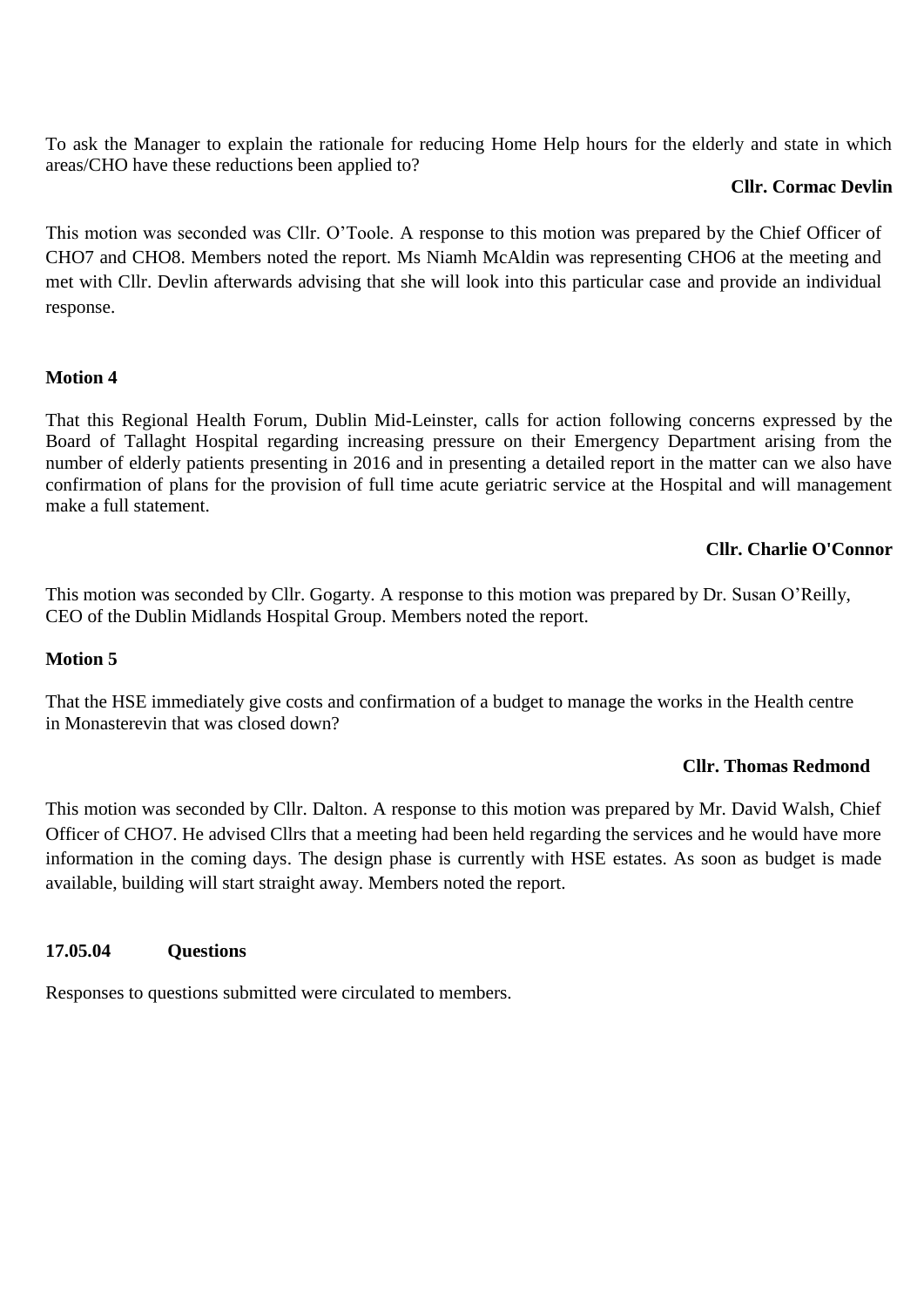To ask the Manager to explain the rationale for reducing Home Help hours for the elderly and state in which areas/CHO have these reductions been applied to?

**Cllr. Cormac Devlin**

This motion was seconded was Cllr. O'Toole. A response to this motion was prepared by the Chief Officer of CHO7 and CHO8. Members noted the report. Ms Niamh McAldin was representing CHO6 at the meeting and met with Cllr. Devlin afterwards advising that she will look into this particular case and provide an individual response.

**Motion 4**

That this Regional Health Forum, Dublin Mid-Leinster, calls for action following concerns expressed by the Board of Tallaght Hospital regarding increasing pressure on their Emergency Department arising from the number of elderly patients presenting in 2016 and in presenting a detailed report in the matter can we also have confirmation of plans for the provision of full time acute geriatric service at the Hospital and will management make a full statement.

**Cllr. Charlie O'Connor**

This motion was seconded by Cllr. Gogarty. A response to this motion was prepared by Dr. Susan O'Reilly, CEO of the Dublin Midlands Hospital Group. Members noted the report.

**Motion 5**

That the HSE immediately give costs and confirmation of a budget to manage the works in the Health centre in Monasterevin that was closed down?

**Cllr. Thomas Redmond**

This motion was seconded by Cllr. Dalton. A response to this motion was prepared by Mr. David Walsh, Chief Officer of CHO7. He advised Cllrs that a meeting had been held regarding the services and he would have more information in the coming days. The design phase is currently with HSE estates. As soon as budget is made available, building will start straight away. Members noted the report.

**17.05.04 Questions**

Responses to questions submitted were circulated to members.